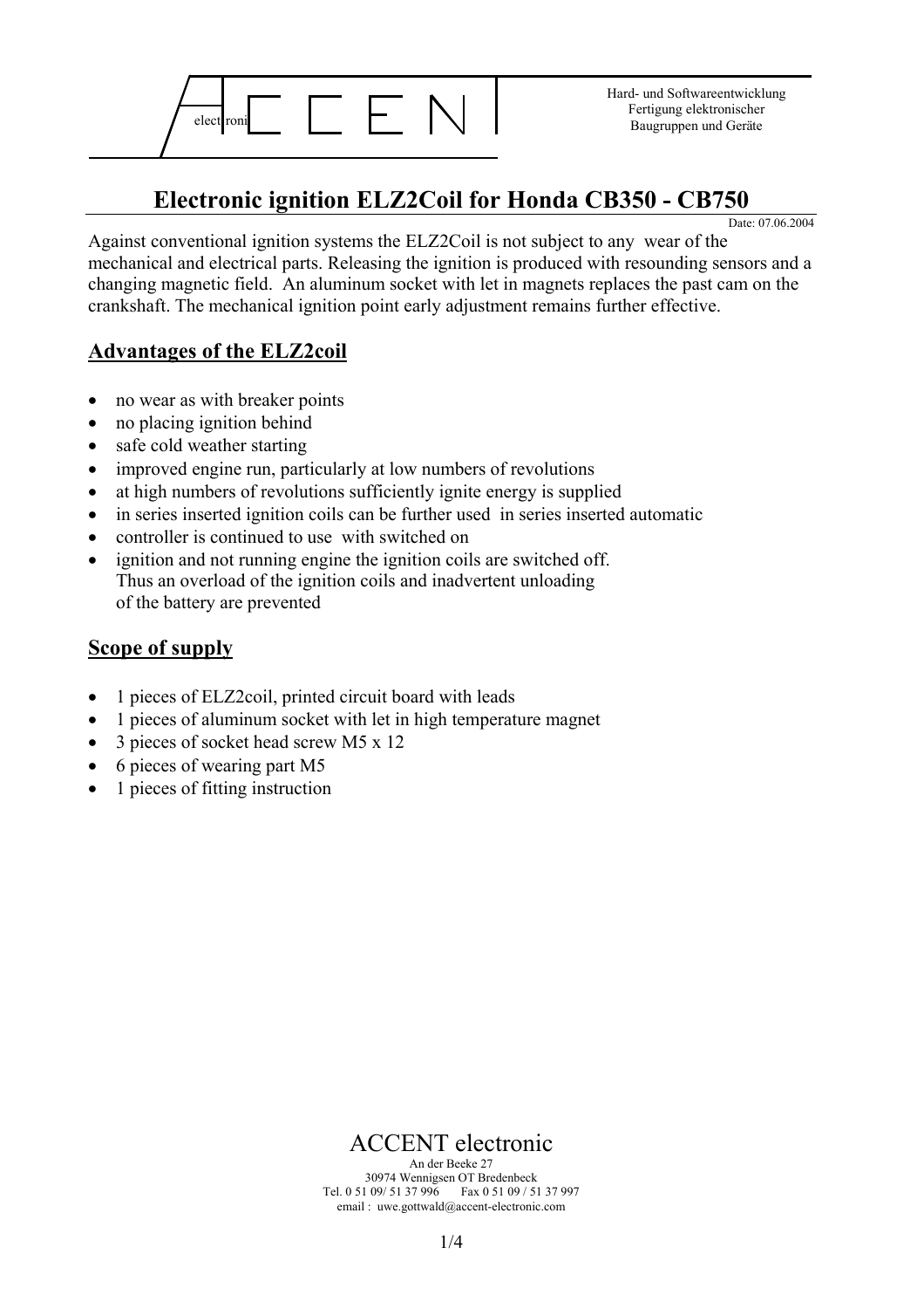ACCENT electronic

Hard- und Softwareentwicklung
Fertigung elektronischer
Baugruppen und Geräte

# Electronic ignition ELZ2Coil for Honda CB350 - CB750

Date: 07.06.2004

Against conventional ignition systems the ELZ2Coil is not subject to any wear of the mechanical and electrical parts. Releasing the ignition is produced with resounding sensors and a changing magnetic field. An aluminum socket with let in magnets replaces the past cam on the crankshaft. The mechanical ignition point early adjustment remains further effective.

## Advantages of the ELZ2coil

- no wear as with breaker points
- no placing ignition behind
- safe cold weather starting
- improved engine run, particularly at low numbers of revolutions
- at high numbers of revolutions sufficiently ignite energy is supplied
- in series inserted ignition coils can be further used in series inserted automatic
- controller is continued to use with switched on
- ignition and not running engine the ignition coils are switched off.
  Thus an overload of the ignition coils and inadvertent unloading of the battery are prevented

## Scope of supply

- 1 pieces of ELZ2coil, printed circuit board with leads
- 1 pieces of aluminum socket with let in high temperature magnet
- 3 pieces of socket head screw M5 x 12
- 6 pieces of wearing part M5
- 1 pieces of fitting instruction

ACCENT electronic
An der Beeke 27
30974 Wennigsen OT Bredenbeck
Tel. 0 51 09/ 51 37 996 Fax 0 51 09 / 51 37 997
email : uwe.gottwald@accent-electronic.com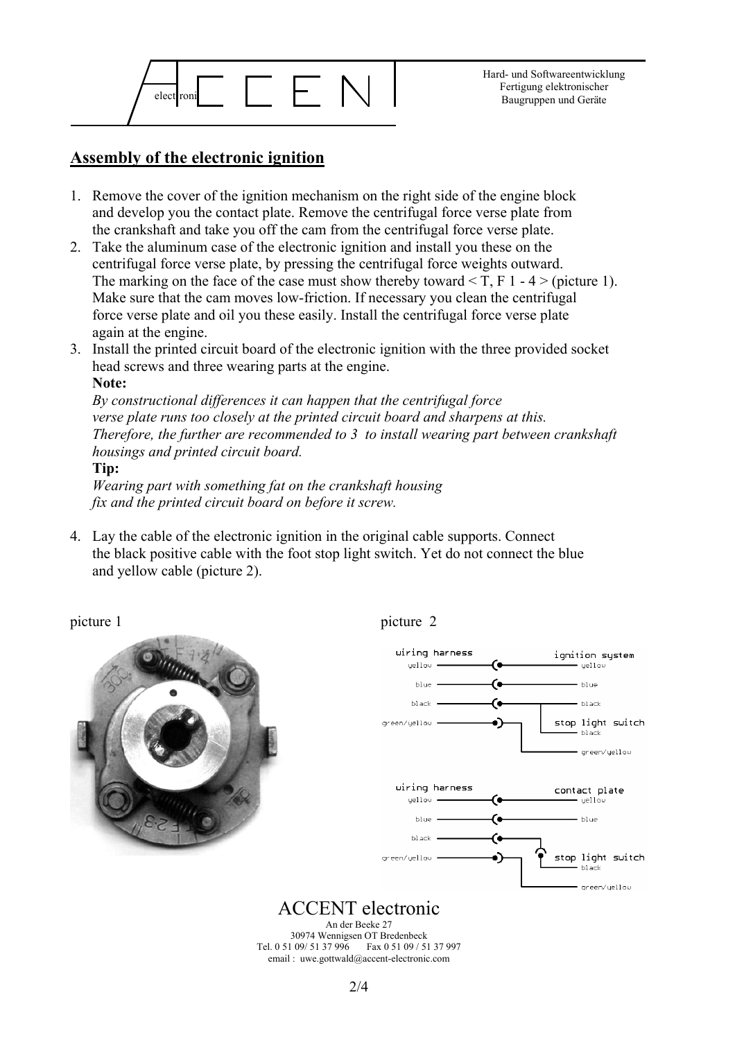## Assembly of the electronic ignition

1. Remove the cover of the ignition mechanism on the right side of the engine block and develop you the contact plate. Remove the centrifugal force verse plate from the crankshaft and take you off the cam from the centrifugal force verse plate.
2. Take the aluminum case of the electronic ignition and install you these on the centrifugal force verse plate, by pressing the centrifugal force weights outward. The marking on the face of the case must show thereby toward < T, F 1 - 4 > (picture 1). Make sure that the cam moves low-friction. If necessary you clean the centrifugal force verse plate and oil you these easily. Install the centrifugal force verse plate again at the engine.
3. Install the printed circuit board of the electronic ignition with the three provided socket head screws and three wearing parts at the engine.
   **Note:**
   *By constructional differences it can happen that the centrifugal force verse plate runs too closely at the printed circuit board and sharpens at this. Therefore, the further are recommended to 3 to install wearing part between crankshaft housings and printed circuit board.*
   **Tip:**
   *Wearing part with something fat on the crankshaft housing fix and the printed circuit board on before it screw.*

4. Lay the cable of the electronic ignition in the original cable supports. Connect the black positive cable with the foot stop light switch. Yet do not connect the blue and yellow cable (picture 2).

picture 1

picture 2

wiring harness — ignition system: yellow — yellow; blue — blue; black — black; green/yellow — stop light switch: black, green/yellow

wiring harness — contact plate: yellow — yellow; blue — blue; black; green/yellow — stop light switch: black, green/yellow

ACCENT electronic
An der Beeke 27
30974 Wennigsen OT Bredenbeck
Tel. 0 51 09/ 51 37 996 Fax 0 51 09 / 51 37 997
email : uwe.gottwald@accent-electronic.com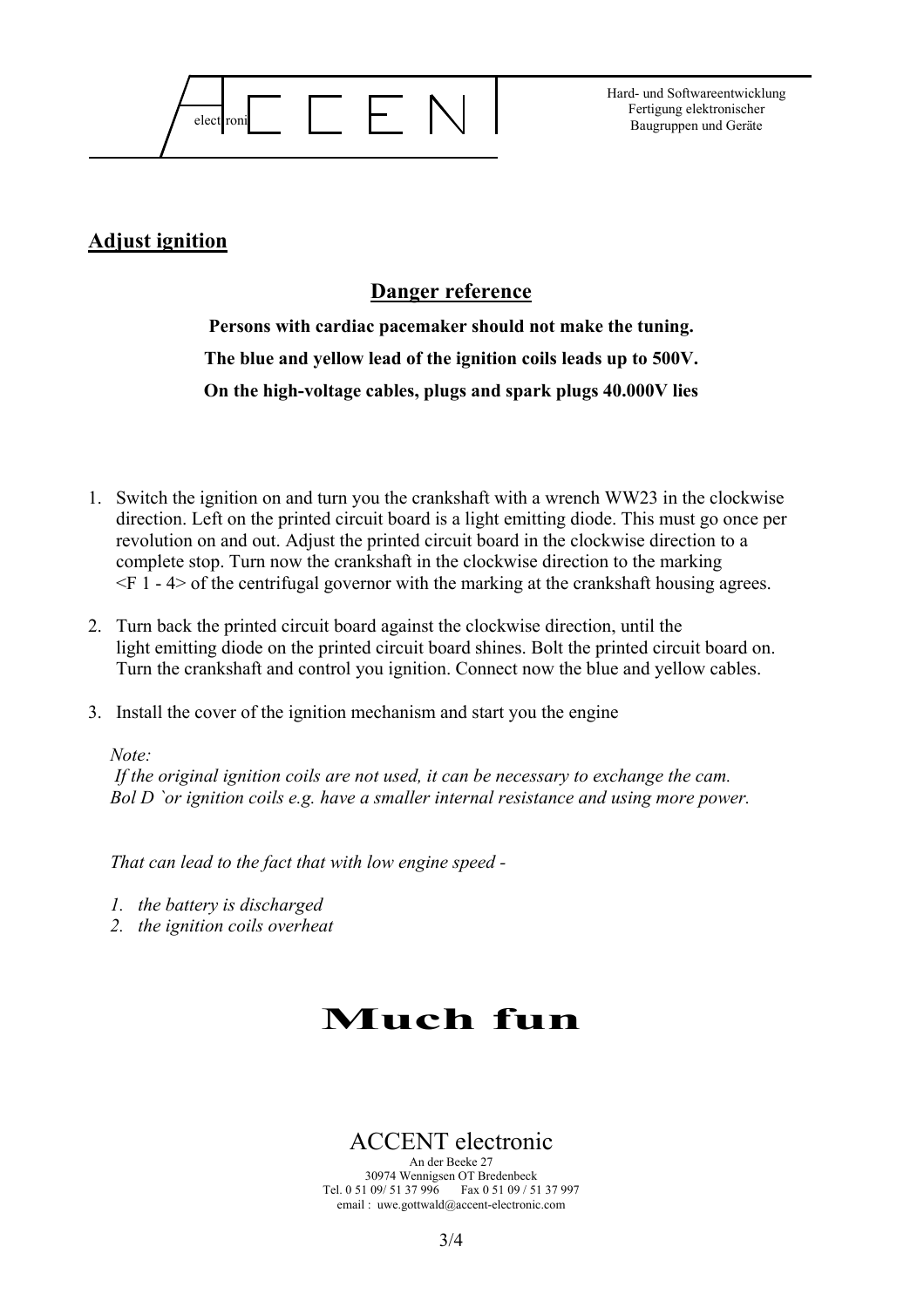## Adjust ignition

### Danger reference

**Persons with cardiac pacemaker should not make the tuning.**

**The blue and yellow lead of the ignition coils leads up to 500V.**

**On the high-voltage cables, plugs and spark plugs 40.000V lies**

1. Switch the ignition on and turn you the crankshaft with a wrench WW23 in the clockwise direction. Left on the printed circuit board is a light emitting diode. This must go once per revolution on and out. Adjust the printed circuit board in the clockwise direction to a complete stop. Turn now the crankshaft in the clockwise direction to the marking <F 1 - 4> of the centrifugal governor with the marking at the crankshaft housing agrees.

2. Turn back the printed circuit board against the clockwise direction, until the light emitting diode on the printed circuit board shines. Bolt the printed circuit board on. Turn the crankshaft and control you ignition. Connect now the blue and yellow cables.

3. Install the cover of the ignition mechanism and start you the engine

*Note:*
*If the original ignition coils are not used, it can be necessary to exchange the cam. Bol D `or ignition coils e.g. have a smaller internal resistance and using more power.*

*That can lead to the fact that with low engine speed -*

1. *the battery is discharged*
2. *the ignition coils overheat*

# Much fun

ACCENT electronic
An der Beeke 27
30974 Wennigsen OT Bredenbeck
Tel. 0 51 09/ 51 37 996 Fax 0 51 09 / 51 37 997
email : uwe.gottwald@accent-electronic.com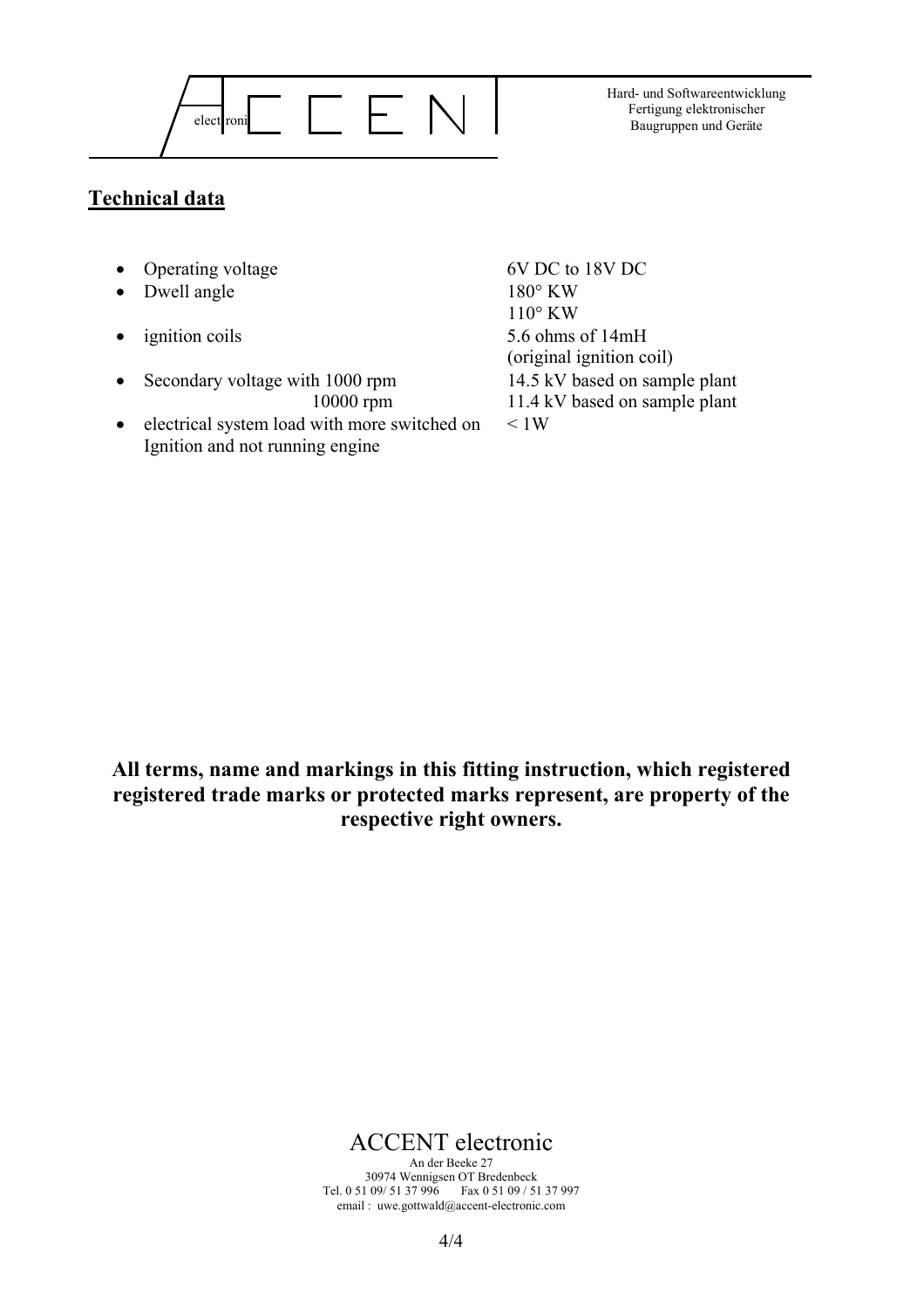## Technical data

| | |
|---|---|
| • Operating voltage | 6V DC to 18V DC |
| • Dwell angle | 180° KW |
| | 110° KW |
| • ignition coils | 5.6 ohms of 14mH |
| | (original ignition coil) |
| • Secondary voltage with 1000 rpm | 14.5 kV based on sample plant |
| 10000 rpm | 11.4 kV based on sample plant |
| • electrical system load with more switched on Ignition and not running engine | < 1W |

**All terms, name and markings in this fitting instruction, which registered registered trade marks or protected marks represent, are property of the respective right owners.**

ACCENT electronic
An der Beeke 27
30974 Wennigsen OT Bredenbeck
Tel. 0 51 09/ 51 37 996 Fax 0 51 09 / 51 37 997
email : uwe.gottwald@accent-electronic.com